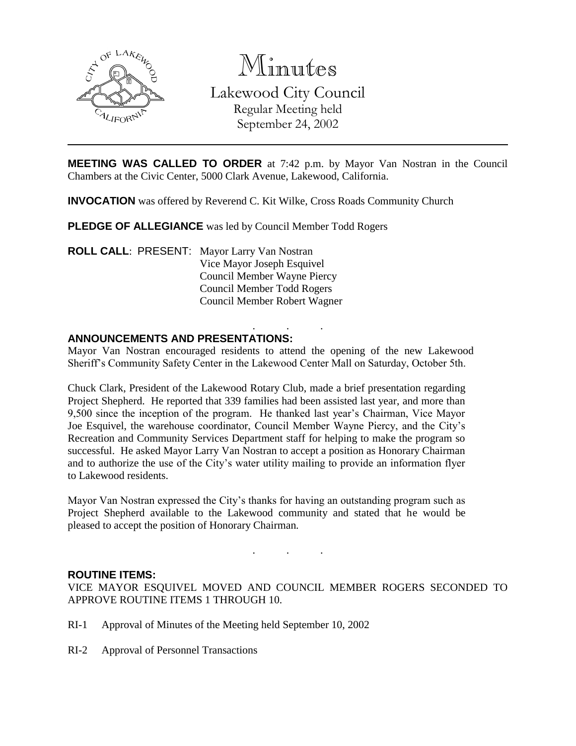# Minutes

## Lakewood City Council

Regular Meeting held
September 24, 2002

---

**MEETING WAS CALLED TO ORDER** at 7:42 p.m. by Mayor Van Nostran in the Council Chambers at the Civic Center, 5000 Clark Avenue, Lakewood, California.

**INVOCATION** was offered by Reverend C. Kit Wilke, Cross Roads Community Church

**PLEDGE OF ALLEGIANCE** was led by Council Member Todd Rogers

**ROLL CALL**: PRESENT: Mayor Larry Van Nostran
Vice Mayor Joseph Esquivel
Council Member Wayne Piercy
Council Member Todd Rogers
Council Member Robert Wagner

. . .

**ANNOUNCEMENTS AND PRESENTATIONS:**

Mayor Van Nostran encouraged residents to attend the opening of the new Lakewood Sheriff's Community Safety Center in the Lakewood Center Mall on Saturday, October 5th.

Chuck Clark, President of the Lakewood Rotary Club, made a brief presentation regarding Project Shepherd. He reported that 339 families had been assisted last year, and more than 9,500 since the inception of the program. He thanked last year's Chairman, Vice Mayor Joe Esquivel, the warehouse coordinator, Council Member Wayne Piercy, and the City's Recreation and Community Services Department staff for helping to make the program so successful. He asked Mayor Larry Van Nostran to accept a position as Honorary Chairman and to authorize the use of the City's water utility mailing to provide an information flyer to Lakewood residents.

Mayor Van Nostran expressed the City's thanks for having an outstanding program such as Project Shepherd available to the Lakewood community and stated that he would be pleased to accept the position of Honorary Chairman.

. . .

**ROUTINE ITEMS:**

VICE MAYOR ESQUIVEL MOVED AND COUNCIL MEMBER ROGERS SECONDED TO APPROVE ROUTINE ITEMS 1 THROUGH 10.

RI-1 Approval of Minutes of the Meeting held September 10, 2002

RI-2 Approval of Personnel Transactions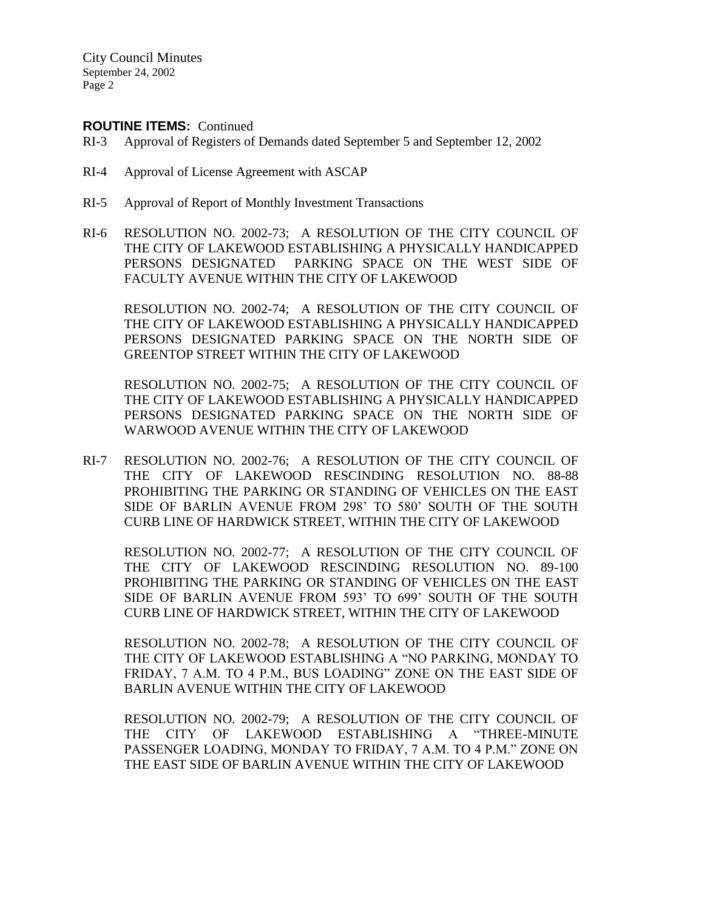**ROUTINE ITEMS:** Continued

RI-3 Approval of Registers of Demands dated September 5 and September 12, 2002

RI-4 Approval of License Agreement with ASCAP

RI-5 Approval of Report of Monthly Investment Transactions

RI-6 RESOLUTION NO. 2002-73; A RESOLUTION OF THE CITY COUNCIL OF THE CITY OF LAKEWOOD ESTABLISHING A PHYSICALLY HANDICAPPED PERSONS DESIGNATED PARKING SPACE ON THE WEST SIDE OF FACULTY AVENUE WITHIN THE CITY OF LAKEWOOD

RESOLUTION NO. 2002-74; A RESOLUTION OF THE CITY COUNCIL OF THE CITY OF LAKEWOOD ESTABLISHING A PHYSICALLY HANDICAPPED PERSONS DESIGNATED PARKING SPACE ON THE NORTH SIDE OF GREENTOP STREET WITHIN THE CITY OF LAKEWOOD

RESOLUTION NO. 2002-75; A RESOLUTION OF THE CITY COUNCIL OF THE CITY OF LAKEWOOD ESTABLISHING A PHYSICALLY HANDICAPPED PERSONS DESIGNATED PARKING SPACE ON THE NORTH SIDE OF WARWOOD AVENUE WITHIN THE CITY OF LAKEWOOD

RI-7 RESOLUTION NO. 2002-76; A RESOLUTION OF THE CITY COUNCIL OF THE CITY OF LAKEWOOD RESCINDING RESOLUTION NO. 88-88 PROHIBITING THE PARKING OR STANDING OF VEHICLES ON THE EAST SIDE OF BARLIN AVENUE FROM 298' TO 580' SOUTH OF THE SOUTH CURB LINE OF HARDWICK STREET, WITHIN THE CITY OF LAKEWOOD

RESOLUTION NO. 2002-77; A RESOLUTION OF THE CITY COUNCIL OF THE CITY OF LAKEWOOD RESCINDING RESOLUTION NO. 89-100 PROHIBITING THE PARKING OR STANDING OF VEHICLES ON THE EAST SIDE OF BARLIN AVENUE FROM 593' TO 699' SOUTH OF THE SOUTH CURB LINE OF HARDWICK STREET, WITHIN THE CITY OF LAKEWOOD

RESOLUTION NO. 2002-78; A RESOLUTION OF THE CITY COUNCIL OF THE CITY OF LAKEWOOD ESTABLISHING A "NO PARKING, MONDAY TO FRIDAY, 7 A.M. TO 4 P.M., BUS LOADING" ZONE ON THE EAST SIDE OF BARLIN AVENUE WITHIN THE CITY OF LAKEWOOD

RESOLUTION NO. 2002-79; A RESOLUTION OF THE CITY COUNCIL OF THE CITY OF LAKEWOOD ESTABLISHING A "THREE-MINUTE PASSENGER LOADING, MONDAY TO FRIDAY, 7 A.M. TO 4 P.M." ZONE ON THE EAST SIDE OF BARLIN AVENUE WITHIN THE CITY OF LAKEWOOD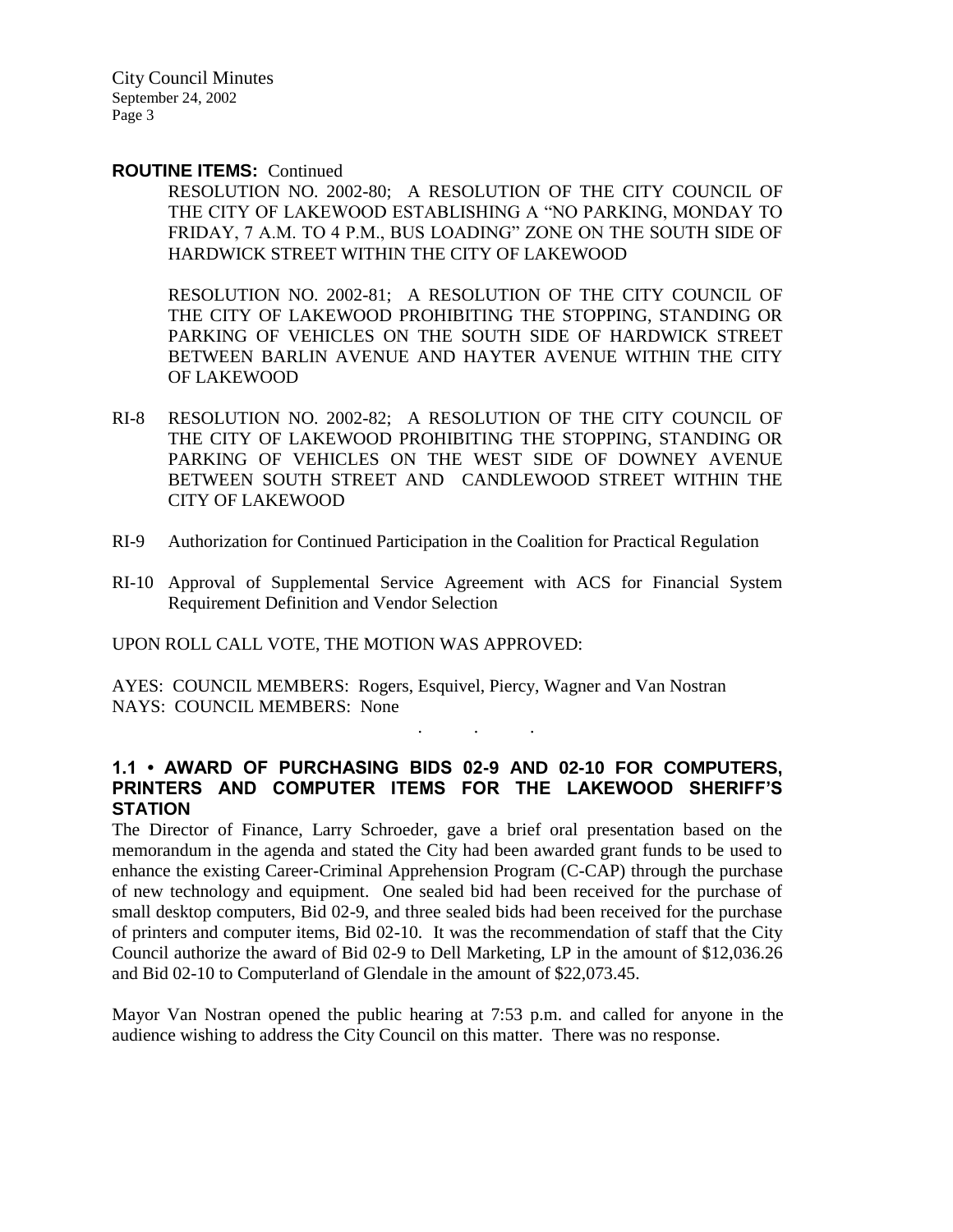**ROUTINE ITEMS:** Continued

RESOLUTION NO. 2002-80; A RESOLUTION OF THE CITY COUNCIL OF THE CITY OF LAKEWOOD ESTABLISHING A "NO PARKING, MONDAY TO FRIDAY, 7 A.M. TO 4 P.M., BUS LOADING" ZONE ON THE SOUTH SIDE OF HARDWICK STREET WITHIN THE CITY OF LAKEWOOD

RESOLUTION NO. 2002-81; A RESOLUTION OF THE CITY COUNCIL OF THE CITY OF LAKEWOOD PROHIBITING THE STOPPING, STANDING OR PARKING OF VEHICLES ON THE SOUTH SIDE OF HARDWICK STREET BETWEEN BARLIN AVENUE AND HAYTER AVENUE WITHIN THE CITY OF LAKEWOOD

RI-8 RESOLUTION NO. 2002-82; A RESOLUTION OF THE CITY COUNCIL OF THE CITY OF LAKEWOOD PROHIBITING THE STOPPING, STANDING OR PARKING OF VEHICLES ON THE WEST SIDE OF DOWNEY AVENUE BETWEEN SOUTH STREET AND CANDLEWOOD STREET WITHIN THE CITY OF LAKEWOOD

RI-9 Authorization for Continued Participation in the Coalition for Practical Regulation

RI-10 Approval of Supplemental Service Agreement with ACS for Financial System Requirement Definition and Vendor Selection

UPON ROLL CALL VOTE, THE MOTION WAS APPROVED:

AYES: COUNCIL MEMBERS: Rogers, Esquivel, Piercy, Wagner and Van Nostran
NAYS: COUNCIL MEMBERS: None

. . .

### 1.1 • AWARD OF PURCHASING BIDS 02-9 AND 02-10 FOR COMPUTERS, PRINTERS AND COMPUTER ITEMS FOR THE LAKEWOOD SHERIFF'S STATION

The Director of Finance, Larry Schroeder, gave a brief oral presentation based on the memorandum in the agenda and stated the City had been awarded grant funds to be used to enhance the existing Career-Criminal Apprehension Program (C-CAP) through the purchase of new technology and equipment. One sealed bid had been received for the purchase of small desktop computers, Bid 02-9, and three sealed bids had been received for the purchase of printers and computer items, Bid 02-10. It was the recommendation of staff that the City Council authorize the award of Bid 02-9 to Dell Marketing, LP in the amount of $12,036.26 and Bid 02-10 to Computerland of Glendale in the amount of $22,073.45.

Mayor Van Nostran opened the public hearing at 7:53 p.m. and called for anyone in the audience wishing to address the City Council on this matter. There was no response.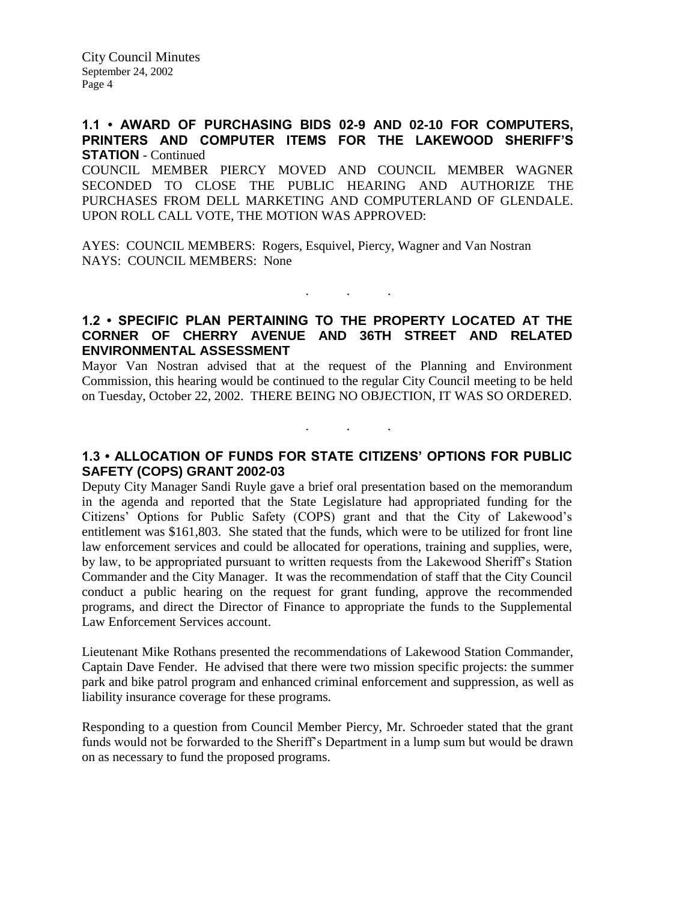## 1.1 • AWARD OF PURCHASING BIDS 02-9 AND 02-10 FOR COMPUTERS, PRINTERS AND COMPUTER ITEMS FOR THE LAKEWOOD SHERIFF'S STATION - Continued

COUNCIL MEMBER PIERCY MOVED AND COUNCIL MEMBER WAGNER SECONDED TO CLOSE THE PUBLIC HEARING AND AUTHORIZE THE PURCHASES FROM DELL MARKETING AND COMPUTERLAND OF GLENDALE. UPON ROLL CALL VOTE, THE MOTION WAS APPROVED:

AYES: COUNCIL MEMBERS: Rogers, Esquivel, Piercy, Wagner and Van Nostran
NAYS: COUNCIL MEMBERS: None

. . .

## 1.2 • SPECIFIC PLAN PERTAINING TO THE PROPERTY LOCATED AT THE CORNER OF CHERRY AVENUE AND 36TH STREET AND RELATED ENVIRONMENTAL ASSESSMENT

Mayor Van Nostran advised that at the request of the Planning and Environment Commission, this hearing would be continued to the regular City Council meeting to be held on Tuesday, October 22, 2002. THERE BEING NO OBJECTION, IT WAS SO ORDERED.

. . .

## 1.3 • ALLOCATION OF FUNDS FOR STATE CITIZENS' OPTIONS FOR PUBLIC SAFETY (COPS) GRANT 2002-03

Deputy City Manager Sandi Ruyle gave a brief oral presentation based on the memorandum in the agenda and reported that the State Legislature had appropriated funding for the Citizens' Options for Public Safety (COPS) grant and that the City of Lakewood's entitlement was $161,803. She stated that the funds, which were to be utilized for front line law enforcement services and could be allocated for operations, training and supplies, were, by law, to be appropriated pursuant to written requests from the Lakewood Sheriff's Station Commander and the City Manager. It was the recommendation of staff that the City Council conduct a public hearing on the request for grant funding, approve the recommended programs, and direct the Director of Finance to appropriate the funds to the Supplemental Law Enforcement Services account.

Lieutenant Mike Rothans presented the recommendations of Lakewood Station Commander, Captain Dave Fender. He advised that there were two mission specific projects: the summer park and bike patrol program and enhanced criminal enforcement and suppression, as well as liability insurance coverage for these programs.

Responding to a question from Council Member Piercy, Mr. Schroeder stated that the grant funds would not be forwarded to the Sheriff's Department in a lump sum but would be drawn on as necessary to fund the proposed programs.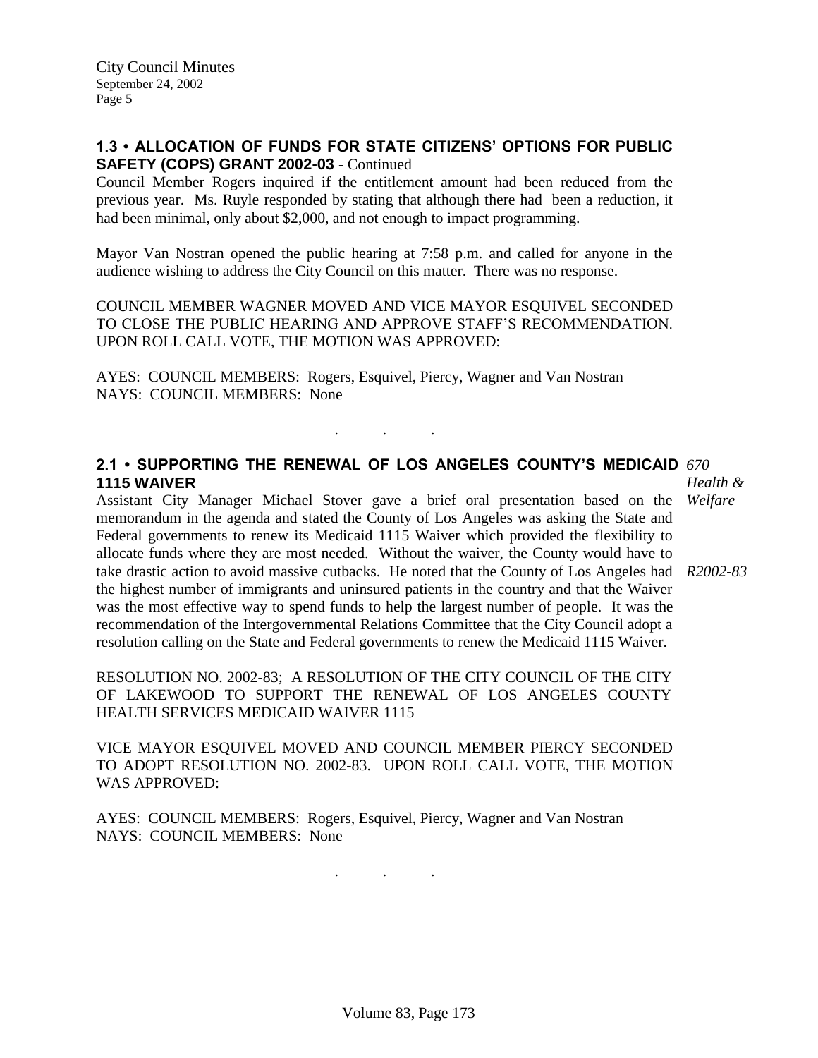### 1.3 • ALLOCATION OF FUNDS FOR STATE CITIZENS' OPTIONS FOR PUBLIC SAFETY (COPS) GRANT 2002-03 - Continued

Council Member Rogers inquired if the entitlement amount had been reduced from the previous year. Ms. Ruyle responded by stating that although there had been a reduction, it had been minimal, only about $2,000, and not enough to impact programming.

Mayor Van Nostran opened the public hearing at 7:58 p.m. and called for anyone in the audience wishing to address the City Council on this matter. There was no response.

COUNCIL MEMBER WAGNER MOVED AND VICE MAYOR ESQUIVEL SECONDED TO CLOSE THE PUBLIC HEARING AND APPROVE STAFF'S RECOMMENDATION. UPON ROLL CALL VOTE, THE MOTION WAS APPROVED:

AYES: COUNCIL MEMBERS: Rogers, Esquivel, Piercy, Wagner and Van Nostran
NAYS: COUNCIL MEMBERS: None

. . .

### 2.1 • SUPPORTING THE RENEWAL OF LOS ANGELES COUNTY'S MEDICAID 1115 WAIVER

*670 Health & Welfare*

*R2002-83*

Assistant City Manager Michael Stover gave a brief oral presentation based on the memorandum in the agenda and stated the County of Los Angeles was asking the State and Federal governments to renew its Medicaid 1115 Waiver which provided the flexibility to allocate funds where they are most needed. Without the waiver, the County would have to take drastic action to avoid massive cutbacks. He noted that the County of Los Angeles had the highest number of immigrants and uninsured patients in the country and that the Waiver was the most effective way to spend funds to help the largest number of people. It was the recommendation of the Intergovernmental Relations Committee that the City Council adopt a resolution calling on the State and Federal governments to renew the Medicaid 1115 Waiver.

RESOLUTION NO. 2002-83; A RESOLUTION OF THE CITY COUNCIL OF THE CITY OF LAKEWOOD TO SUPPORT THE RENEWAL OF LOS ANGELES COUNTY HEALTH SERVICES MEDICAID WAIVER 1115

VICE MAYOR ESQUIVEL MOVED AND COUNCIL MEMBER PIERCY SECONDED TO ADOPT RESOLUTION NO. 2002-83. UPON ROLL CALL VOTE, THE MOTION WAS APPROVED:

AYES: COUNCIL MEMBERS: Rogers, Esquivel, Piercy, Wagner and Van Nostran
NAYS: COUNCIL MEMBERS: None

. . .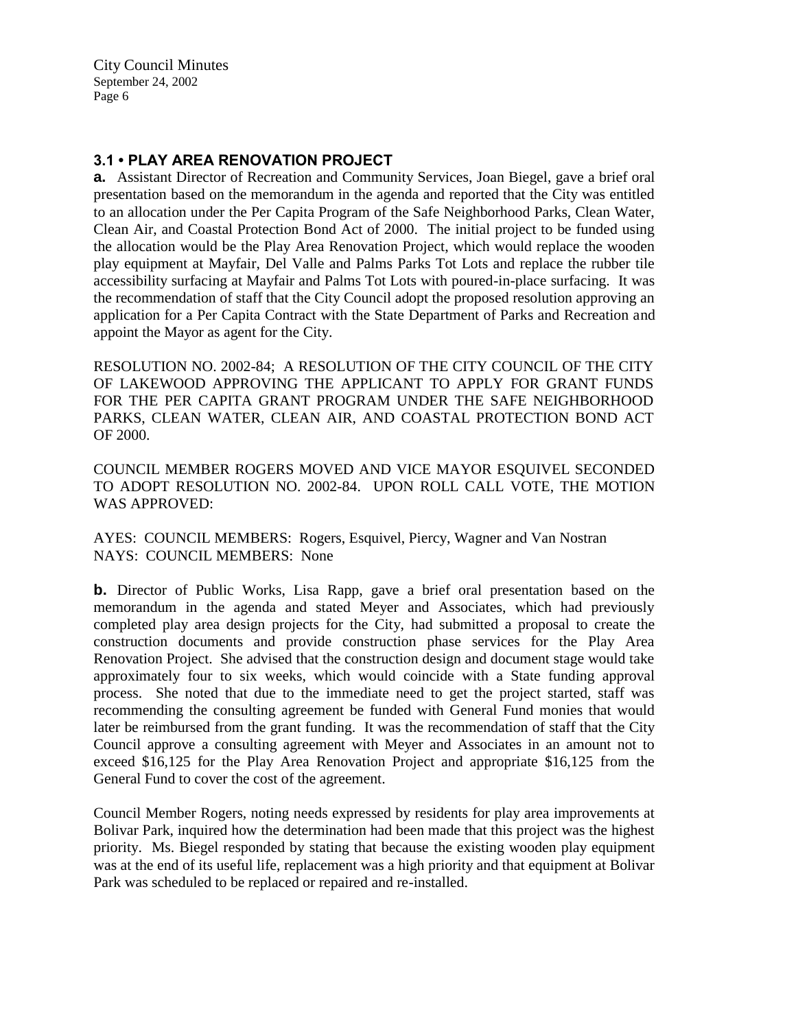## 3.1 • PLAY AREA RENOVATION PROJECT

**a.** Assistant Director of Recreation and Community Services, Joan Biegel, gave a brief oral presentation based on the memorandum in the agenda and reported that the City was entitled to an allocation under the Per Capita Program of the Safe Neighborhood Parks, Clean Water, Clean Air, and Coastal Protection Bond Act of 2000. The initial project to be funded using the allocation would be the Play Area Renovation Project, which would replace the wooden play equipment at Mayfair, Del Valle and Palms Parks Tot Lots and replace the rubber tile accessibility surfacing at Mayfair and Palms Tot Lots with poured-in-place surfacing. It was the recommendation of staff that the City Council adopt the proposed resolution approving an application for a Per Capita Contract with the State Department of Parks and Recreation and appoint the Mayor as agent for the City.

RESOLUTION NO. 2002-84; A RESOLUTION OF THE CITY COUNCIL OF THE CITY OF LAKEWOOD APPROVING THE APPLICANT TO APPLY FOR GRANT FUNDS FOR THE PER CAPITA GRANT PROGRAM UNDER THE SAFE NEIGHBORHOOD PARKS, CLEAN WATER, CLEAN AIR, AND COASTAL PROTECTION BOND ACT OF 2000.

COUNCIL MEMBER ROGERS MOVED AND VICE MAYOR ESQUIVEL SECONDED TO ADOPT RESOLUTION NO. 2002-84. UPON ROLL CALL VOTE, THE MOTION WAS APPROVED:

AYES: COUNCIL MEMBERS: Rogers, Esquivel, Piercy, Wagner and Van Nostran
NAYS: COUNCIL MEMBERS: None

**b.** Director of Public Works, Lisa Rapp, gave a brief oral presentation based on the memorandum in the agenda and stated Meyer and Associates, which had previously completed play area design projects for the City, had submitted a proposal to create the construction documents and provide construction phase services for the Play Area Renovation Project. She advised that the construction design and document stage would take approximately four to six weeks, which would coincide with a State funding approval process. She noted that due to the immediate need to get the project started, staff was recommending the consulting agreement be funded with General Fund monies that would later be reimbursed from the grant funding. It was the recommendation of staff that the City Council approve a consulting agreement with Meyer and Associates in an amount not to exceed $16,125 for the Play Area Renovation Project and appropriate $16,125 from the General Fund to cover the cost of the agreement.

Council Member Rogers, noting needs expressed by residents for play area improvements at Bolivar Park, inquired how the determination had been made that this project was the highest priority. Ms. Biegel responded by stating that because the existing wooden play equipment was at the end of its useful life, replacement was a high priority and that equipment at Bolivar Park was scheduled to be replaced or repaired and re-installed.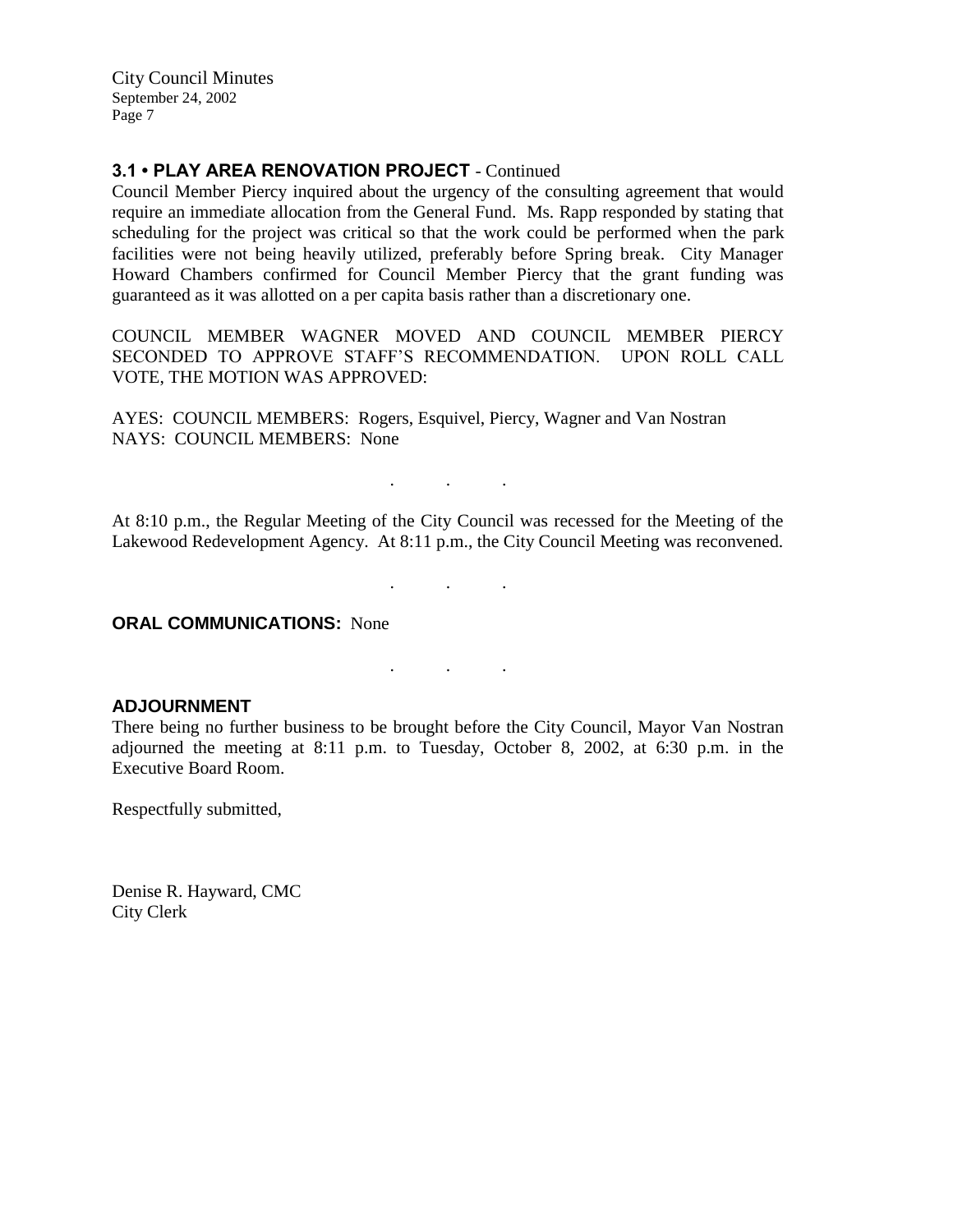## 3.1 • PLAY AREA RENOVATION PROJECT - Continued

Council Member Piercy inquired about the urgency of the consulting agreement that would require an immediate allocation from the General Fund. Ms. Rapp responded by stating that scheduling for the project was critical so that the work could be performed when the park facilities were not being heavily utilized, preferably before Spring break. City Manager Howard Chambers confirmed for Council Member Piercy that the grant funding was guaranteed as it was allotted on a per capita basis rather than a discretionary one.

COUNCIL MEMBER WAGNER MOVED AND COUNCIL MEMBER PIERCY SECONDED TO APPROVE STAFF'S RECOMMENDATION. UPON ROLL CALL VOTE, THE MOTION WAS APPROVED:

AYES: COUNCIL MEMBERS: Rogers, Esquivel, Piercy, Wagner and Van Nostran
NAYS: COUNCIL MEMBERS: None

. . .

At 8:10 p.m., the Regular Meeting of the City Council was recessed for the Meeting of the Lakewood Redevelopment Agency. At 8:11 p.m., the City Council Meeting was reconvened.

. . .

**ORAL COMMUNICATIONS:** None

. . .

## ADJOURNMENT

There being no further business to be brought before the City Council, Mayor Van Nostran adjourned the meeting at 8:11 p.m. to Tuesday, October 8, 2002, at 6:30 p.m. in the Executive Board Room.

Respectfully submitted,

Denise R. Hayward, CMC
City Clerk